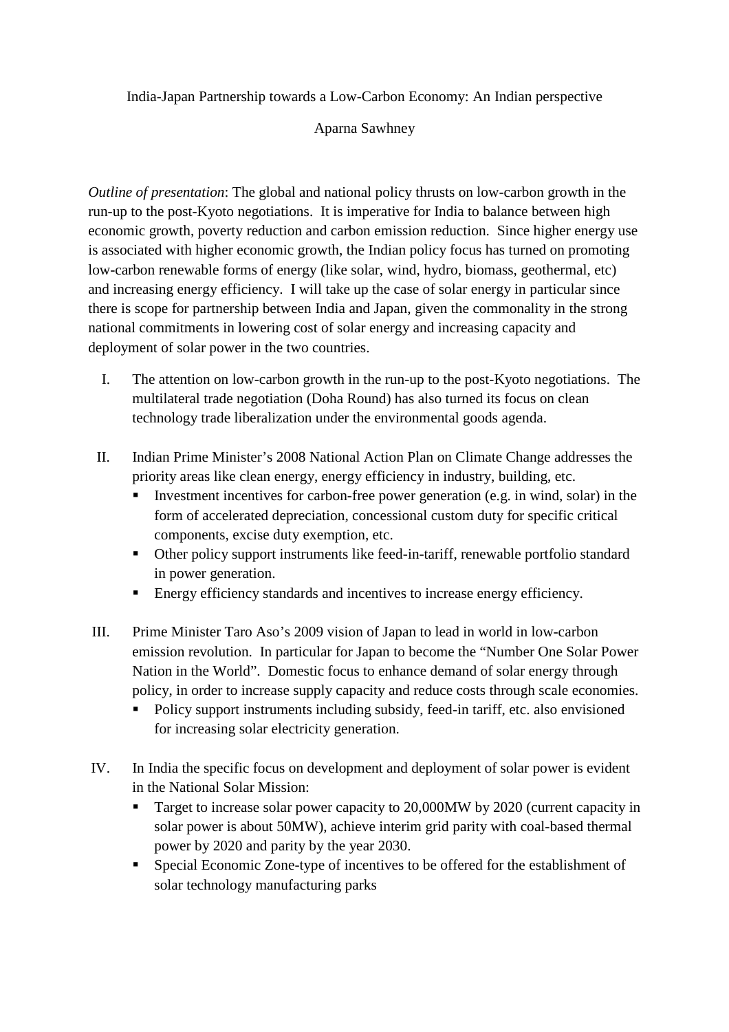# India-Japan Partnership towards a Low-Carbon Economy: An Indian perspective

Aparna Sawhney

*Outline of presentation*: The global and national policy thrusts on low-carbon growth in the run-up to the post-Kyoto negotiations. It is imperative for India to balance between high economic growth, poverty reduction and carbon emission reduction. Since higher energy use is associated with higher economic growth, the Indian policy focus has turned on promoting low-carbon renewable forms of energy (like solar, wind, hydro, biomass, geothermal, etc) and increasing energy efficiency. I will take up the case of solar energy in particular since there is scope for partnership between India and Japan, given the commonality in the strong national commitments in lowering cost of solar energy and increasing capacity and deployment of solar power in the two countries.

I. The attention on low-carbon growth in the run-up to the post-Kyoto negotiations. The multilateral trade negotiation (Doha Round) has also turned its focus on clean technology trade liberalization under the environmental goods agenda.

II. Indian Prime Minister's 2008 National Action Plan on Climate Change addresses the priority areas like clean energy, energy efficiency in industry, building, etc.
   - Investment incentives for carbon-free power generation (e.g. in wind, solar) in the form of accelerated depreciation, concessional custom duty for specific critical components, excise duty exemption, etc.
   - Other policy support instruments like feed-in-tariff, renewable portfolio standard in power generation.
   - Energy efficiency standards and incentives to increase energy efficiency.

III. Prime Minister Taro Aso's 2009 vision of Japan to lead in world in low-carbon emission revolution. In particular for Japan to become the "Number One Solar Power Nation in the World". Domestic focus to enhance demand of solar energy through policy, in order to increase supply capacity and reduce costs through scale economies.
   - Policy support instruments including subsidy, feed-in tariff, etc. also envisioned for increasing solar electricity generation.

IV. In India the specific focus on development and deployment of solar power is evident in the National Solar Mission:
   - Target to increase solar power capacity to 20,000MW by 2020 (current capacity in solar power is about 50MW), achieve interim grid parity with coal-based thermal power by 2020 and parity by the year 2030.
   - Special Economic Zone-type of incentives to be offered for the establishment of solar technology manufacturing parks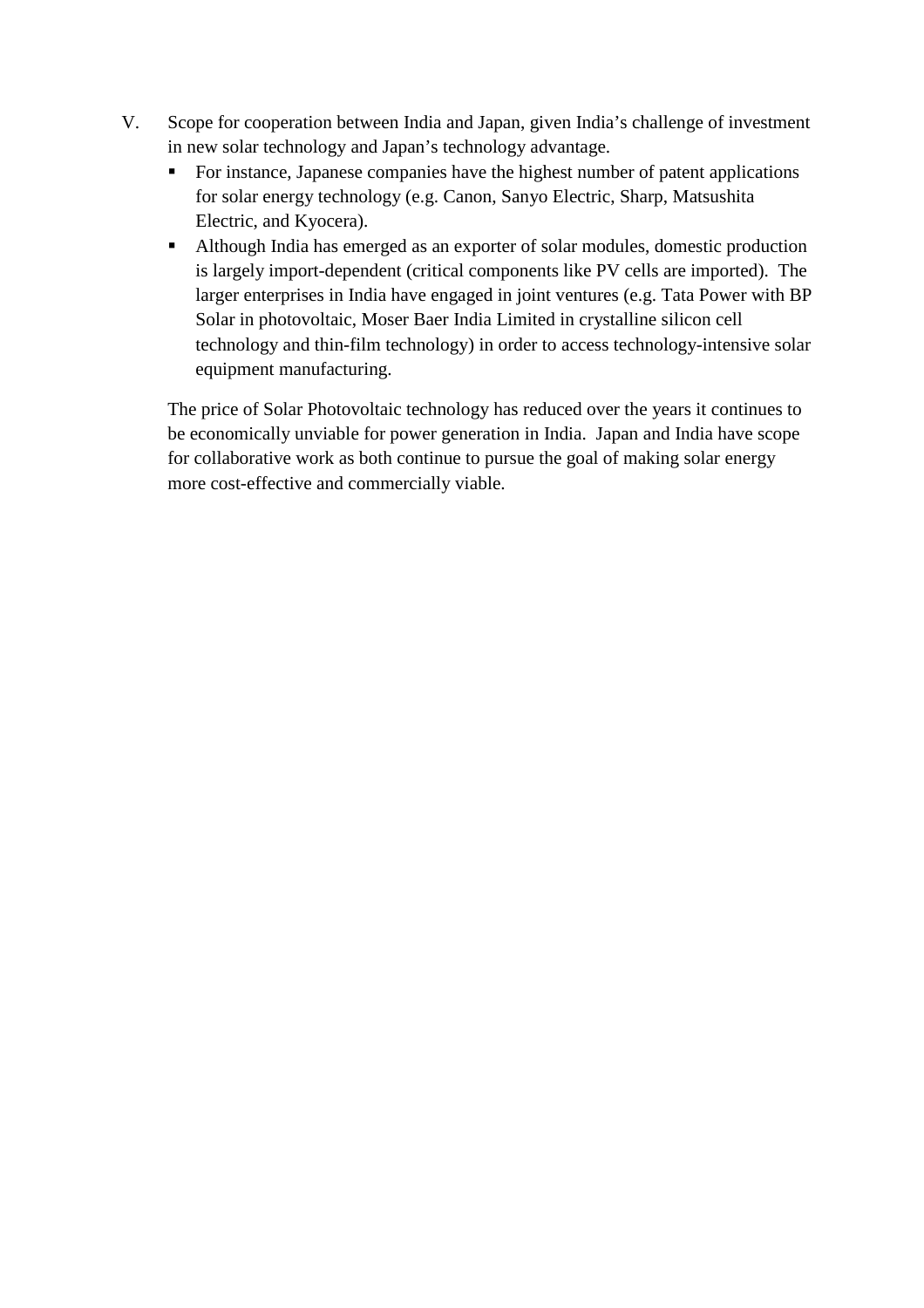V. Scope for cooperation between India and Japan, given India's challenge of investment in new solar technology and Japan's technology advantage.

- For instance, Japanese companies have the highest number of patent applications for solar energy technology (e.g. Canon, Sanyo Electric, Sharp, Matsushita Electric, and Kyocera).
- Although India has emerged as an exporter of solar modules, domestic production is largely import-dependent (critical components like PV cells are imported). The larger enterprises in India have engaged in joint ventures (e.g. Tata Power with BP Solar in photovoltaic, Moser Baer India Limited in crystalline silicon cell technology and thin-film technology) in order to access technology-intensive solar equipment manufacturing.

The price of Solar Photovoltaic technology has reduced over the years it continues to be economically unviable for power generation in India. Japan and India have scope for collaborative work as both continue to pursue the goal of making solar energy more cost-effective and commercially viable.